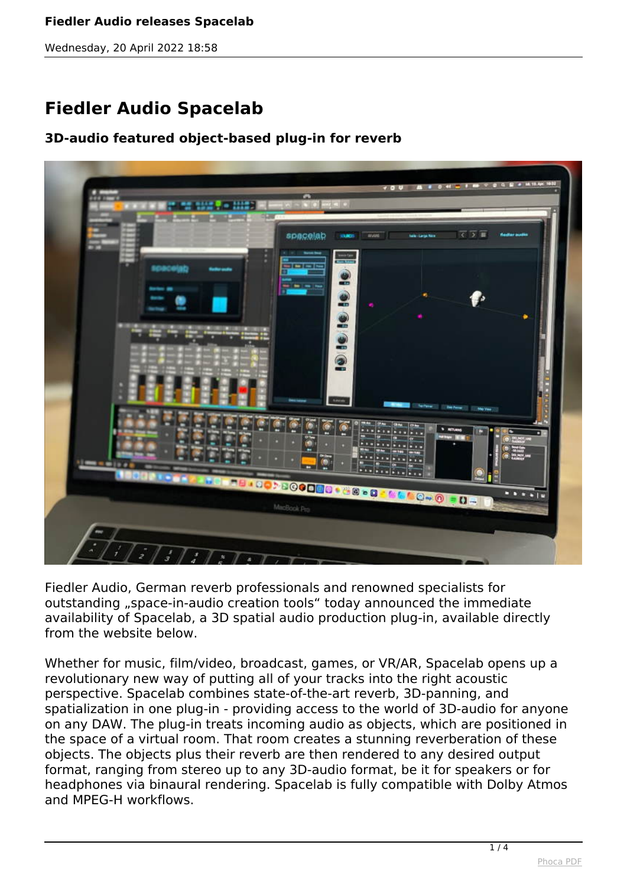# Fiedler Audio Spacelab

### 3D-audio featured object-based plug-in for reverb

Fiedler Audio, German reverb professionals and renowned specialists for outstanding „space-in-audio creation tools" today announced the immediate availability of Spacelab, a 3D spatial audio production plug-in, available directly from the website below.

Whether for music, film/video, broadcast, games, or VR/AR, Spacelab opens up a revolutionary new way of putting all of your tracks into the right acoustic perspective. Spacelab combines state-of-the-art reverb, 3D-panning, and spatialization in one plug-in - providing access to the world of 3D-audio for anyone on any DAW. The plug-in treats incoming audio as objects, which are positioned in the space of a virtual room. That room creates a stunning reverberation of these objects. The objects plus their reverb are then rendered to any desired output format, ranging from stereo up to any 3D-audio format, be it for speakers or for headphones via binaural rendering. Spacelab is fully compatible with Dolby Atmos and MPEG-H workflows.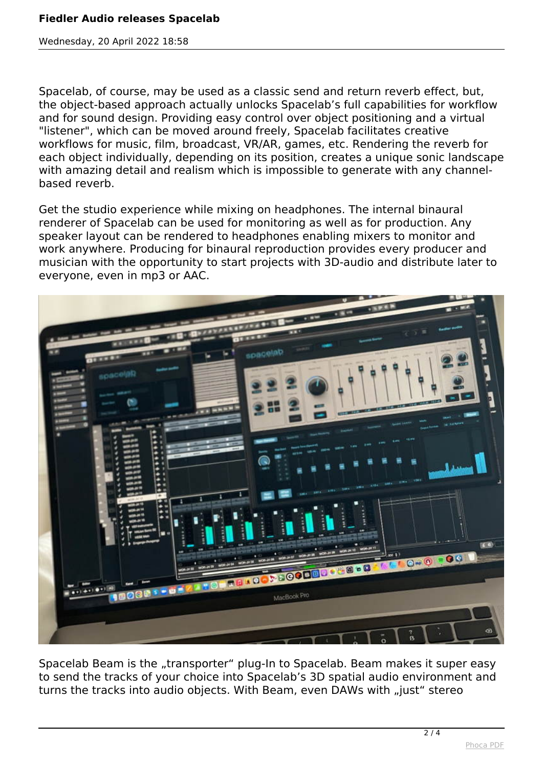Spacelab, of course, may be used as a classic send and return reverb effect, but, the object-based approach actually unlocks Spacelab's full capabilities for workflow and for sound design. Providing easy control over object positioning and a virtual "listener", which can be moved around freely, Spacelab facilitates creative workflows for music, film, broadcast, VR/AR, games, etc. Rendering the reverb for each object individually, depending on its position, creates a unique sonic landscape with amazing detail and realism which is impossible to generate with any channel-based reverb.

Get the studio experience while mixing on headphones. The internal binaural renderer of Spacelab can be used for monitoring as well as for production. Any speaker layout can be rendered to headphones enabling mixers to monitor and work anywhere. Producing for binaural reproduction provides every producer and musician with the opportunity to start projects with 3D-audio and distribute later to everyone, even in mp3 or AAC.

Spacelab Beam is the „transporter“ plug-In to Spacelab. Beam makes it super easy to send the tracks of your choice into Spacelab's 3D spatial audio environment and turns the tracks into audio objects. With Beam, even DAWs with „just“ stereo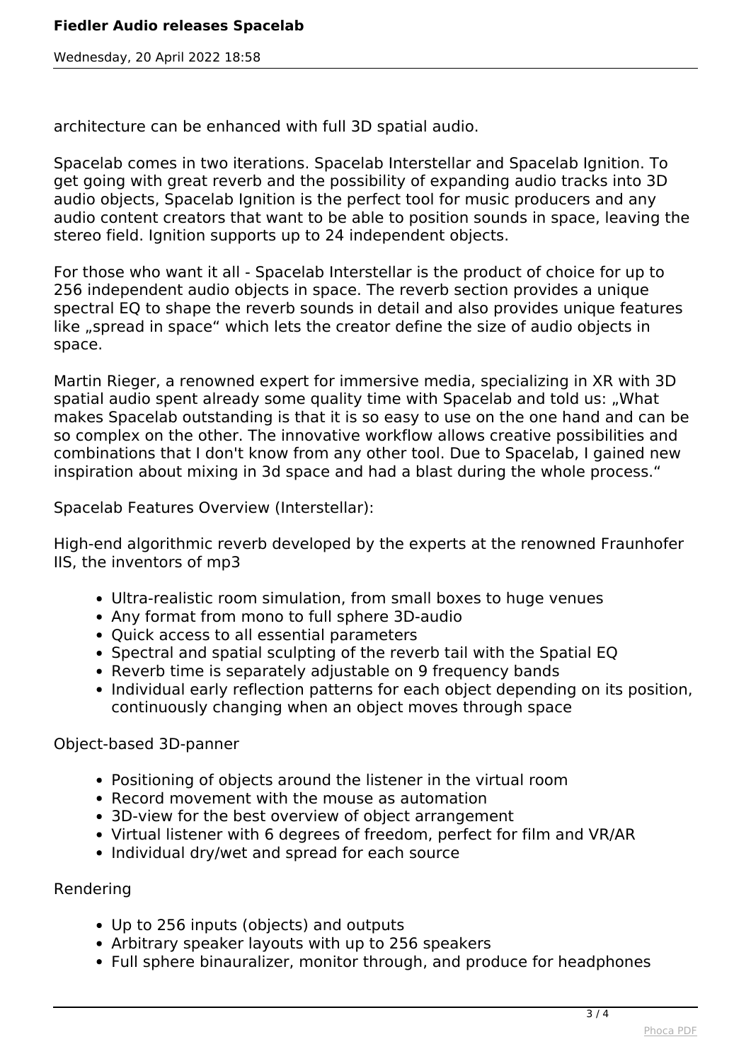architecture can be enhanced with full 3D spatial audio.

Spacelab comes in two iterations. Spacelab Interstellar and Spacelab Ignition. To get going with great reverb and the possibility of expanding audio tracks into 3D audio objects, Spacelab Ignition is the perfect tool for music producers and any audio content creators that want to be able to position sounds in space, leaving the stereo field. Ignition supports up to 24 independent objects.

For those who want it all - Spacelab Interstellar is the product of choice for up to 256 independent audio objects in space. The reverb section provides a unique spectral EQ to shape the reverb sounds in detail and also provides unique features like „spread in space“ which lets the creator define the size of audio objects in space.

Martin Rieger, a renowned expert for immersive media, specializing in XR with 3D spatial audio spent already some quality time with Spacelab and told us: „What makes Spacelab outstanding is that it is so easy to use on the one hand and can be so complex on the other. The innovative workflow allows creative possibilities and combinations that I don't know from any other tool. Due to Spacelab, I gained new inspiration about mixing in 3d space and had a blast during the whole process.“

Spacelab Features Overview (Interstellar):

High-end algorithmic reverb developed by the experts at the renowned Fraunhofer IIS, the inventors of mp3

- Ultra-realistic room simulation, from small boxes to huge venues
- Any format from mono to full sphere 3D-audio
- Quick access to all essential parameters
- Spectral and spatial sculpting of the reverb tail with the Spatial EQ
- Reverb time is separately adjustable on 9 frequency bands
- Individual early reflection patterns for each object depending on its position, continuously changing when an object moves through space

Object-based 3D-panner

- Positioning of objects around the listener in the virtual room
- Record movement with the mouse as automation
- 3D-view for the best overview of object arrangement
- Virtual listener with 6 degrees of freedom, perfect for film and VR/AR
- Individual dry/wet and spread for each source

Rendering

- Up to 256 inputs (objects) and outputs
- Arbitrary speaker layouts with up to 256 speakers
- Full sphere binauralizer, monitor through, and produce for headphones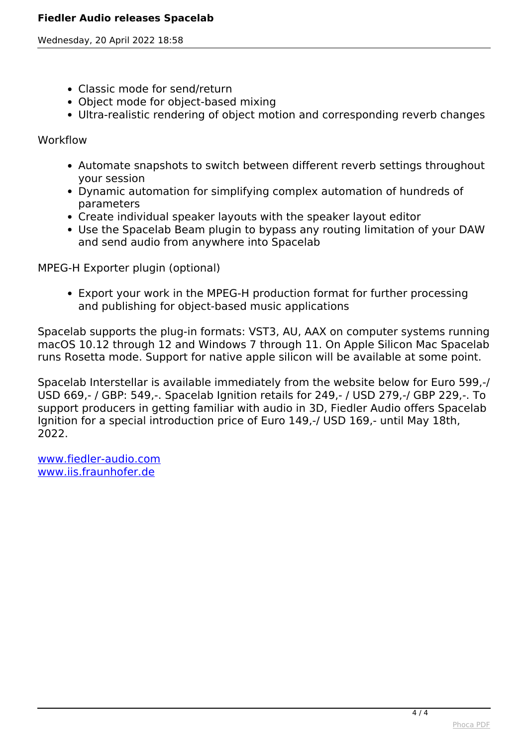- Classic mode for send/return
- Object mode for object-based mixing
- Ultra-realistic rendering of object motion and corresponding reverb changes

Workflow

- Automate snapshots to switch between different reverb settings throughout your session
- Dynamic automation for simplifying complex automation of hundreds of parameters
- Create individual speaker layouts with the speaker layout editor
- Use the Spacelab Beam plugin to bypass any routing limitation of your DAW and send audio from anywhere into Spacelab

MPEG-H Exporter plugin (optional)

- Export your work in the MPEG-H production format for further processing and publishing for object-based music applications

Spacelab supports the plug-in formats: VST3, AU, AAX on computer systems running macOS 10.12 through 12 and Windows 7 through 11. On Apple Silicon Mac Spacelab runs Rosetta mode. Support for native apple silicon will be available at some point.

Spacelab Interstellar is available immediately from the website below for Euro 599,-/ USD 669,- / GBP: 549,-. Spacelab Ignition retails for 249,- / USD 279,-/ GBP 229,-. To support producers in getting familiar with audio in 3D, Fiedler Audio offers Spacelab Ignition for a special introduction price of Euro 149,-/ USD 169,- until May 18th, 2022.

[www.fiedler-audio.com](http://www.fiedler-audio.com)
[www.iis.fraunhofer.de](http://www.iis.fraunhofer.de)